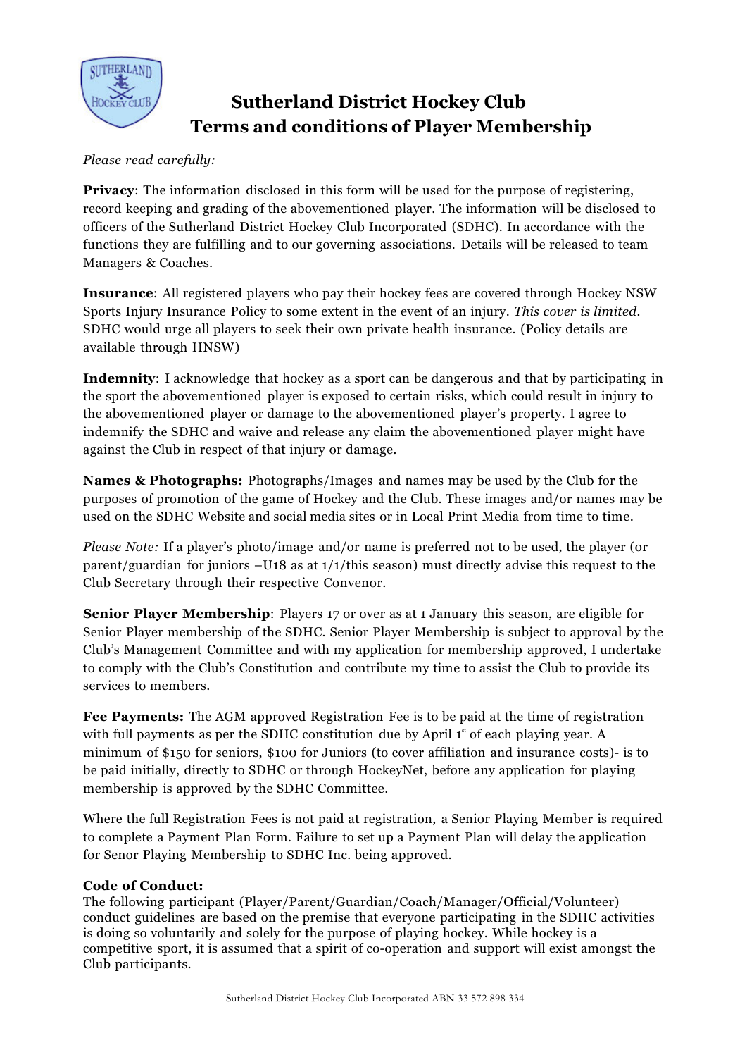# Sutherland District Hockey Club
# Terms and conditions of Player Membership

*Please read carefully:*

**Privacy**: The information disclosed in this form will be used for the purpose of registering, record keeping and grading of the abovementioned player. The information will be disclosed to officers of the Sutherland District Hockey Club Incorporated (SDHC). In accordance with the functions they are fulfilling and to our governing associations. Details will be released to team Managers & Coaches.

**Insurance**: All registered players who pay their hockey fees are covered through Hockey NSW Sports Injury Insurance Policy to some extent in the event of an injury. *This cover is limited*. SDHC would urge all players to seek their own private health insurance. (Policy details are available through HNSW)

**Indemnity**: I acknowledge that hockey as a sport can be dangerous and that by participating in the sport the abovementioned player is exposed to certain risks, which could result in injury to the abovementioned player or damage to the abovementioned player's property. I agree to indemnify the SDHC and waive and release any claim the abovementioned player might have against the Club in respect of that injury or damage.

**Names & Photographs:** Photographs/Images and names may be used by the Club for the purposes of promotion of the game of Hockey and the Club. These images and/or names may be used on the SDHC Website and social media sites or in Local Print Media from time to time.

*Please Note:* If a player's photo/image and/or name is preferred not to be used, the player (or parent/guardian for juniors –U18 as at 1/1/this season) must directly advise this request to the Club Secretary through their respective Convenor.

**Senior Player Membership**: Players 17 or over as at 1 January this season, are eligible for Senior Player membership of the SDHC. Senior Player Membership is subject to approval by the Club's Management Committee and with my application for membership approved, I undertake to comply with the Club's Constitution and contribute my time to assist the Club to provide its services to members.

**Fee Payments:** The AGM approved Registration Fee is to be paid at the time of registration with full payments as per the SDHC constitution due by April 1st of each playing year. A minimum of $150 for seniors, $100 for Juniors (to cover affiliation and insurance costs)- is to be paid initially, directly to SDHC or through HockeyNet, before any application for playing membership is approved by the SDHC Committee.

Where the full Registration Fees is not paid at registration, a Senior Playing Member is required to complete a Payment Plan Form. Failure to set up a Payment Plan will delay the application for Senor Playing Membership to SDHC Inc. being approved.

**Code of Conduct:**

The following participant (Player/Parent/Guardian/Coach/Manager/Official/Volunteer) conduct guidelines are based on the premise that everyone participating in the SDHC activities is doing so voluntarily and solely for the purpose of playing hockey. While hockey is a competitive sport, it is assumed that a spirit of co-operation and support will exist amongst the Club participants.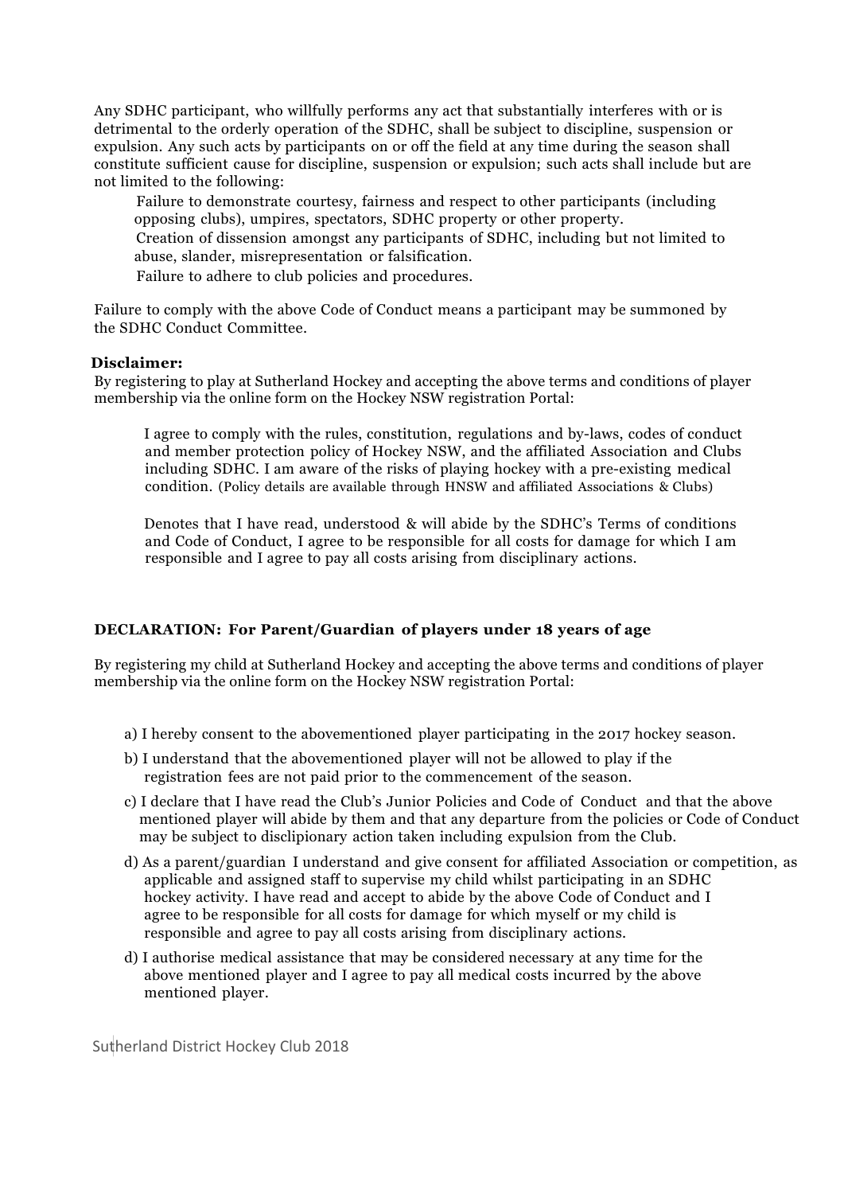Any SDHC participant, who willfully performs any act that substantially interferes with or is detrimental to the orderly operation of the SDHC, shall be subject to discipline, suspension or expulsion. Any such acts by participants on or off the field at any time during the season shall constitute sufficient cause for discipline, suspension or expulsion; such acts shall include but are not limited to the following:

- Failure to demonstrate courtesy, fairness and respect to other participants (including opposing clubs), umpires, spectators, SDHC property or other property.
- Creation of dissension amongst any participants of SDHC, including but not limited to abuse, slander, misrepresentation or falsification.
- Failure to adhere to club policies and procedures.

Failure to comply with the above Code of Conduct means a participant may be summoned by the SDHC Conduct Committee.

**Disclaimer:**

By registering to play at Sutherland Hockey and accepting the above terms and conditions of player membership via the online form on the Hockey NSW registration Portal:

I agree to comply with the rules, constitution, regulations and by-laws, codes of conduct and member protection policy of Hockey NSW, and the affiliated Association and Clubs including SDHC. I am aware of the risks of playing hockey with a pre-existing medical condition. (Policy details are available through HNSW and affiliated Associations & Clubs)

Denotes that I have read, understood & will abide by the SDHC's Terms of conditions and Code of Conduct, I agree to be responsible for all costs for damage for which I am responsible and I agree to pay all costs arising from disciplinary actions.

**DECLARATION: For Parent/Guardian of players under 18 years of age**

By registering my child at Sutherland Hockey and accepting the above terms and conditions of player membership via the online form on the Hockey NSW registration Portal:

a) I hereby consent to the abovementioned player participating in the 2017 hockey season.

b) I understand that the abovementioned player will not be allowed to play if the registration fees are not paid prior to the commencement of the season.

c) I declare that I have read the Club's Junior Policies and Code of Conduct and that the above mentioned player will abide by them and that any departure from the policies or Code of Conduct may be subject to disclipionary action taken including expulsion from the Club.

d) As a parent/guardian I understand and give consent for affiliated Association or competition, as applicable and assigned staff to supervise my child whilst participating in an SDHC hockey activity. I have read and accept to abide by the above Code of Conduct and I agree to be responsible for all costs for damage for which myself or my child is responsible and agree to pay all costs arising from disciplinary actions.

d) I authorise medical assistance that may be considered necessary at any time for the above mentioned player and I agree to pay all medical costs incurred by the above mentioned player.